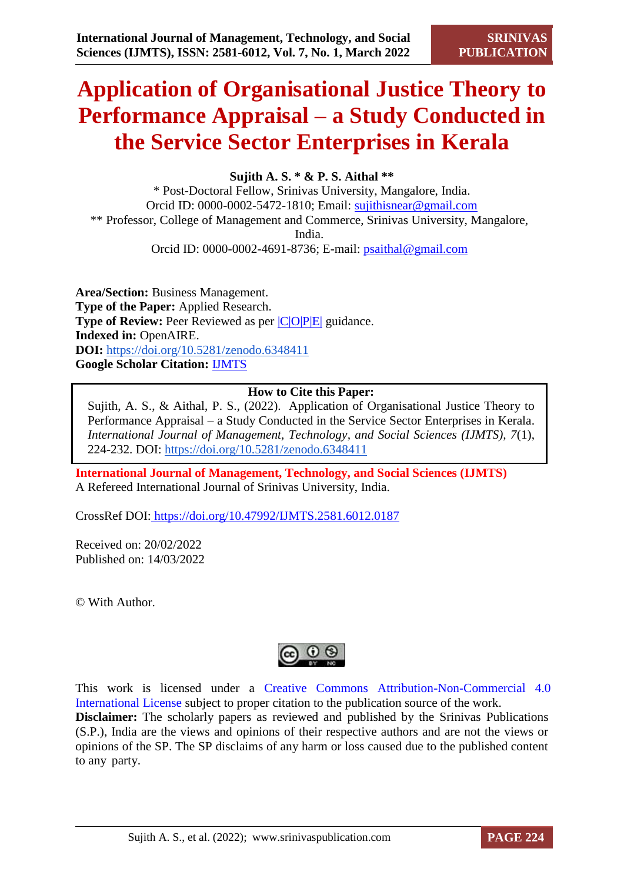# Application of Organisational Justice Theory to Performance Appraisal – a Study Conducted in the Service Sector Enterprises in Kerala

**Sujith A. S. * & P. S. Aithal ****

* Post-Doctoral Fellow, Srinivas University, Mangalore, India.
Orcid ID: 0000-0002-5472-1810; Email: sujithisnear@gmail.com

** Professor, College of Management and Commerce, Srinivas University, Mangalore, India.
Orcid ID: 0000-0002-4691-8736; E-mail: psaithal@gmail.com

**Area/Section:** Business Management.
**Type of the Paper:** Applied Research.
**Type of Review:** Peer Reviewed as per |C|O|P|E| guidance.
**Indexed in:** OpenAIRE.
**DOI:** https://doi.org/10.5281/zenodo.6348411
**Google Scholar Citation:** IJMTS

**How to Cite this Paper:**

Sujith, A. S., & Aithal, P. S., (2022). Application of Organisational Justice Theory to Performance Appraisal – a Study Conducted in the Service Sector Enterprises in Kerala. *International Journal of Management, Technology, and Social Sciences (IJMTS), 7*(1), 224-232. DOI: https://doi.org/10.5281/zenodo.6348411

**International Journal of Management, Technology, and Social Sciences (IJMTS)**
A Refereed International Journal of Srinivas University, India.

CrossRef DOI: https://doi.org/10.47992/IJMTS.2581.6012.0187

Received on: 20/02/2022
Published on: 14/03/2022

© With Author.

This work is licensed under a Creative Commons Attribution-Non-Commercial 4.0 International License subject to proper citation to the publication source of the work.

**Disclaimer:** The scholarly papers as reviewed and published by the Srinivas Publications (S.P.), India are the views and opinions of their respective authors and are not the views or opinions of the SP. The SP disclaims of any harm or loss caused due to the published content to any party.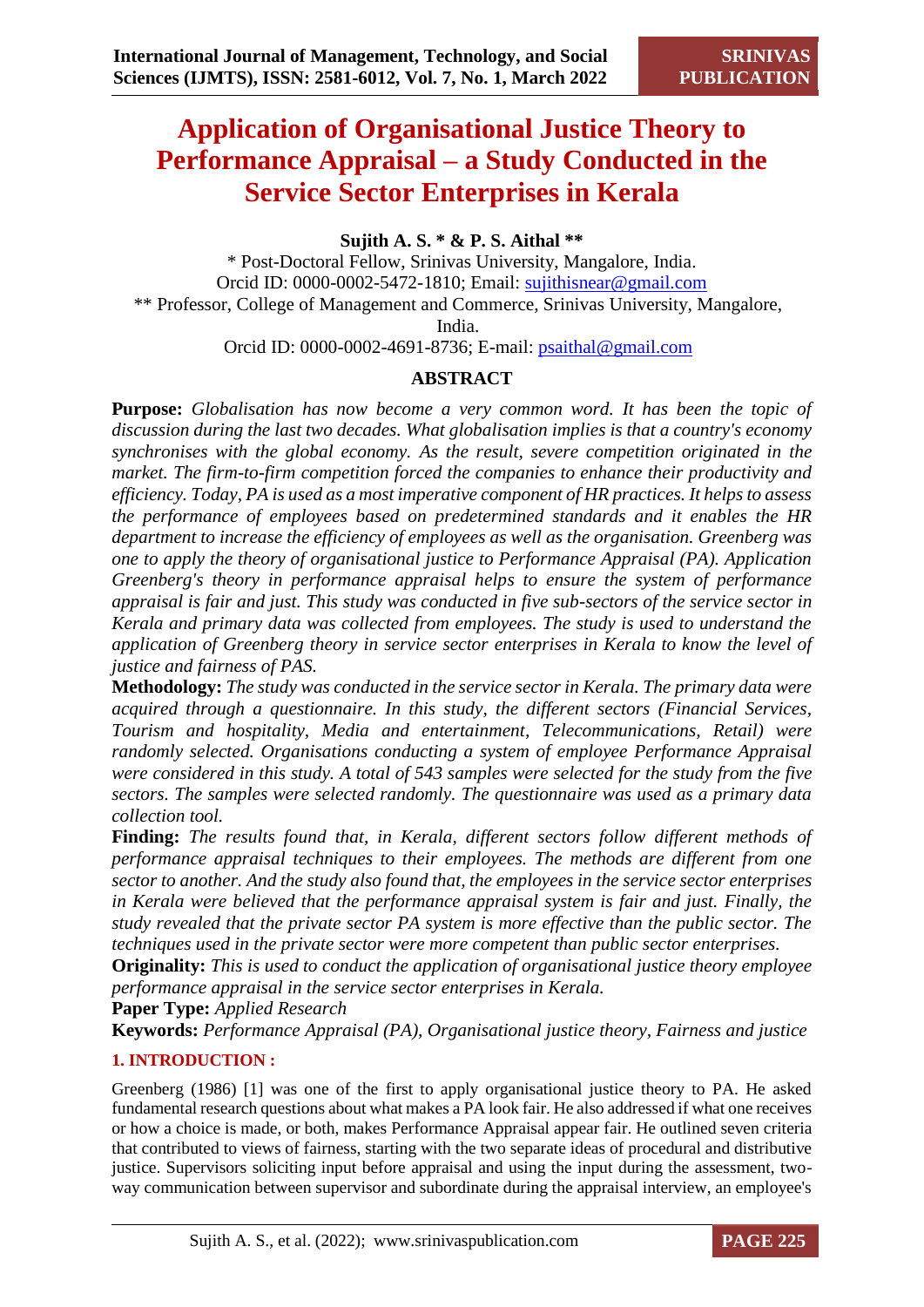# Application of Organisational Justice Theory to Performance Appraisal – a Study Conducted in the Service Sector Enterprises in Kerala

**Sujith A. S. * & P. S. Aithal ****

\* Post-Doctoral Fellow, Srinivas University, Mangalore, India.
Orcid ID: 0000-0002-5472-1810; Email: sujithisnear@gmail.com

** Professor, College of Management and Commerce, Srinivas University, Mangalore, India.
Orcid ID: 0000-0002-4691-8736; E-mail: psaithal@gmail.com

## ABSTRACT

**Purpose:** *Globalisation has now become a very common word. It has been the topic of discussion during the last two decades. What globalisation implies is that a country's economy synchronises with the global economy. As the result, severe competition originated in the market. The firm-to-firm competition forced the companies to enhance their productivity and efficiency. Today, PA is used as a most imperative component of HR practices. It helps to assess the performance of employees based on predetermined standards and it enables the HR department to increase the efficiency of employees as well as the organisation. Greenberg was one to apply the theory of organisational justice to Performance Appraisal (PA). Application Greenberg's theory in performance appraisal helps to ensure the system of performance appraisal is fair and just. This study was conducted in five sub-sectors of the service sector in Kerala and primary data was collected from employees. The study is used to understand the application of Greenberg theory in service sector enterprises in Kerala to know the level of justice and fairness of PAS.*

**Methodology:** *The study was conducted in the service sector in Kerala. The primary data were acquired through a questionnaire. In this study, the different sectors (Financial Services, Tourism and hospitality, Media and entertainment, Telecommunications, Retail) were randomly selected. Organisations conducting a system of employee Performance Appraisal were considered in this study. A total of 543 samples were selected for the study from the five sectors. The samples were selected randomly. The questionnaire was used as a primary data collection tool.*

**Finding:** *The results found that, in Kerala, different sectors follow different methods of performance appraisal techniques to their employees. The methods are different from one sector to another. And the study also found that, the employees in the service sector enterprises in Kerala were believed that the performance appraisal system is fair and just. Finally, the study revealed that the private sector PA system is more effective than the public sector. The techniques used in the private sector were more competent than public sector enterprises.*

**Originality:** *This is used to conduct the application of organisational justice theory employee performance appraisal in the service sector enterprises in Kerala.*

**Paper Type:** *Applied Research*

**Keywords:** *Performance Appraisal (PA), Organisational justice theory, Fairness and justice*

## 1. INTRODUCTION :

Greenberg (1986) [1] was one of the first to apply organisational justice theory to PA. He asked fundamental research questions about what makes a PA look fair. He also addressed if what one receives or how a choice is made, or both, makes Performance Appraisal appear fair. He outlined seven criteria that contributed to views of fairness, starting with the two separate ideas of procedural and distributive justice. Supervisors soliciting input before appraisal and using the input during the assessment, two-way communication between supervisor and subordinate during the appraisal interview, an employee's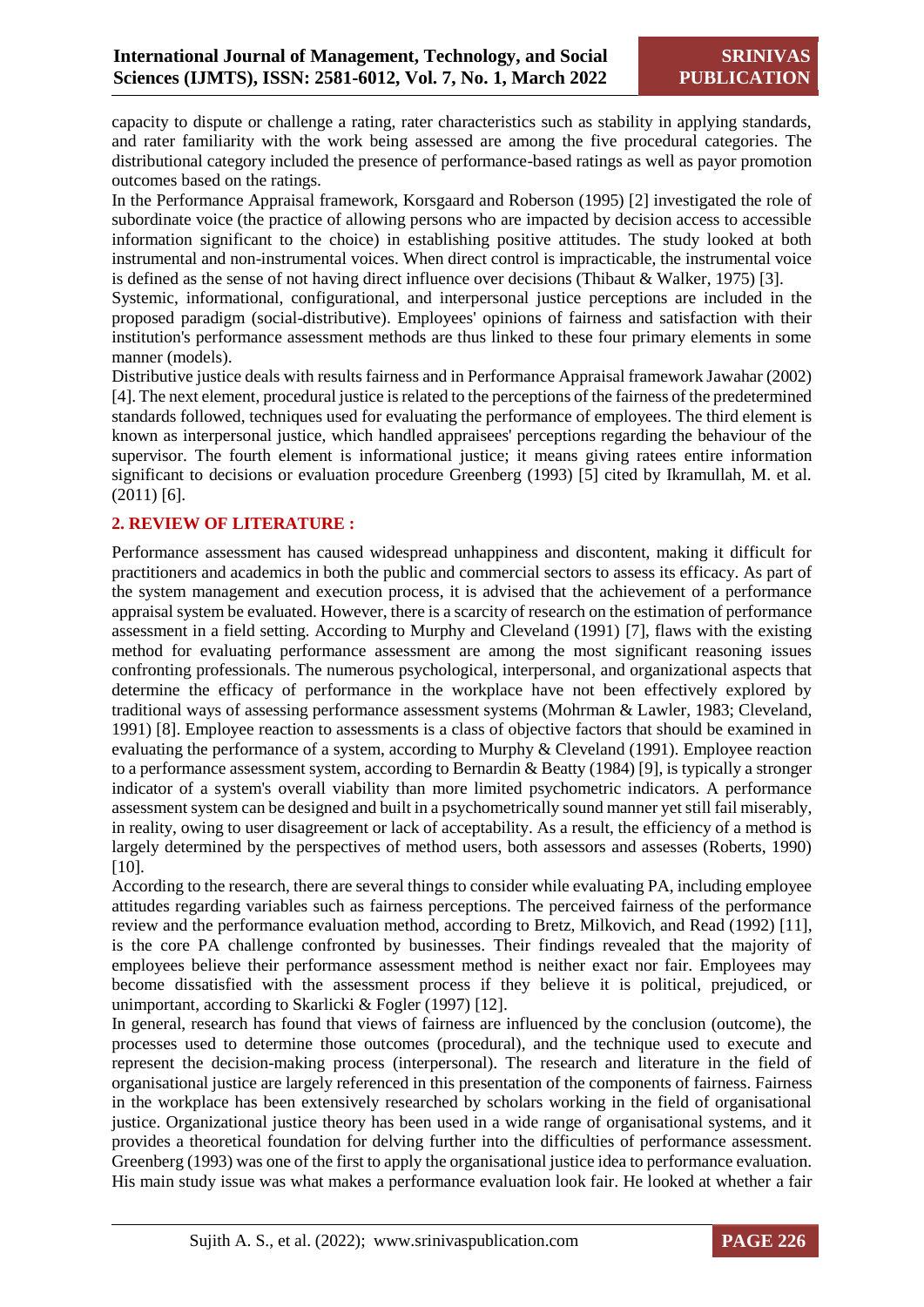capacity to dispute or challenge a rating, rater characteristics such as stability in applying standards, and rater familiarity with the work being assessed are among the five procedural categories. The distributional category included the presence of performance-based ratings as well as payor promotion outcomes based on the ratings.

In the Performance Appraisal framework, Korsgaard and Roberson (1995) [2] investigated the role of subordinate voice (the practice of allowing persons who are impacted by decision access to accessible information significant to the choice) in establishing positive attitudes. The study looked at both instrumental and non-instrumental voices. When direct control is impracticable, the instrumental voice is defined as the sense of not having direct influence over decisions (Thibaut & Walker, 1975) [3].

Systemic, informational, configurational, and interpersonal justice perceptions are included in the proposed paradigm (social-distributive). Employees' opinions of fairness and satisfaction with their institution's performance assessment methods are thus linked to these four primary elements in some manner (models).

Distributive justice deals with results fairness and in Performance Appraisal framework Jawahar (2002) [4]. The next element, procedural justice is related to the perceptions of the fairness of the predetermined standards followed, techniques used for evaluating the performance of employees. The third element is known as interpersonal justice, which handled appraisees' perceptions regarding the behaviour of the supervisor. The fourth element is informational justice; it means giving ratees entire information significant to decisions or evaluation procedure Greenberg (1993) [5] cited by Ikramullah, M. et al. (2011) [6].

## 2. REVIEW OF LITERATURE :

Performance assessment has caused widespread unhappiness and discontent, making it difficult for practitioners and academics in both the public and commercial sectors to assess its efficacy. As part of the system management and execution process, it is advised that the achievement of a performance appraisal system be evaluated. However, there is a scarcity of research on the estimation of performance assessment in a field setting. According to Murphy and Cleveland (1991) [7], flaws with the existing method for evaluating performance assessment are among the most significant reasoning issues confronting professionals. The numerous psychological, interpersonal, and organizational aspects that determine the efficacy of performance in the workplace have not been effectively explored by traditional ways of assessing performance assessment systems (Mohrman & Lawler, 1983; Cleveland, 1991) [8]. Employee reaction to assessments is a class of objective factors that should be examined in evaluating the performance of a system, according to Murphy & Cleveland (1991). Employee reaction to a performance assessment system, according to Bernardin & Beatty (1984) [9], is typically a stronger indicator of a system's overall viability than more limited psychometric indicators. A performance assessment system can be designed and built in a psychometrically sound manner yet still fail miserably, in reality, owing to user disagreement or lack of acceptability. As a result, the efficiency of a method is largely determined by the perspectives of method users, both assessors and assesses (Roberts, 1990) [10].

According to the research, there are several things to consider while evaluating PA, including employee attitudes regarding variables such as fairness perceptions. The perceived fairness of the performance review and the performance evaluation method, according to Bretz, Milkovich, and Read (1992) [11], is the core PA challenge confronted by businesses. Their findings revealed that the majority of employees believe their performance assessment method is neither exact nor fair. Employees may become dissatisfied with the assessment process if they believe it is political, prejudiced, or unimportant, according to Skarlicki & Fogler (1997) [12].

In general, research has found that views of fairness are influenced by the conclusion (outcome), the processes used to determine those outcomes (procedural), and the technique used to execute and represent the decision-making process (interpersonal). The research and literature in the field of organisational justice are largely referenced in this presentation of the components of fairness. Fairness in the workplace has been extensively researched by scholars working in the field of organisational justice. Organizational justice theory has been used in a wide range of organisational systems, and it provides a theoretical foundation for delving further into the difficulties of performance assessment. Greenberg (1993) was one of the first to apply the organisational justice idea to performance evaluation. His main study issue was what makes a performance evaluation look fair. He looked at whether a fair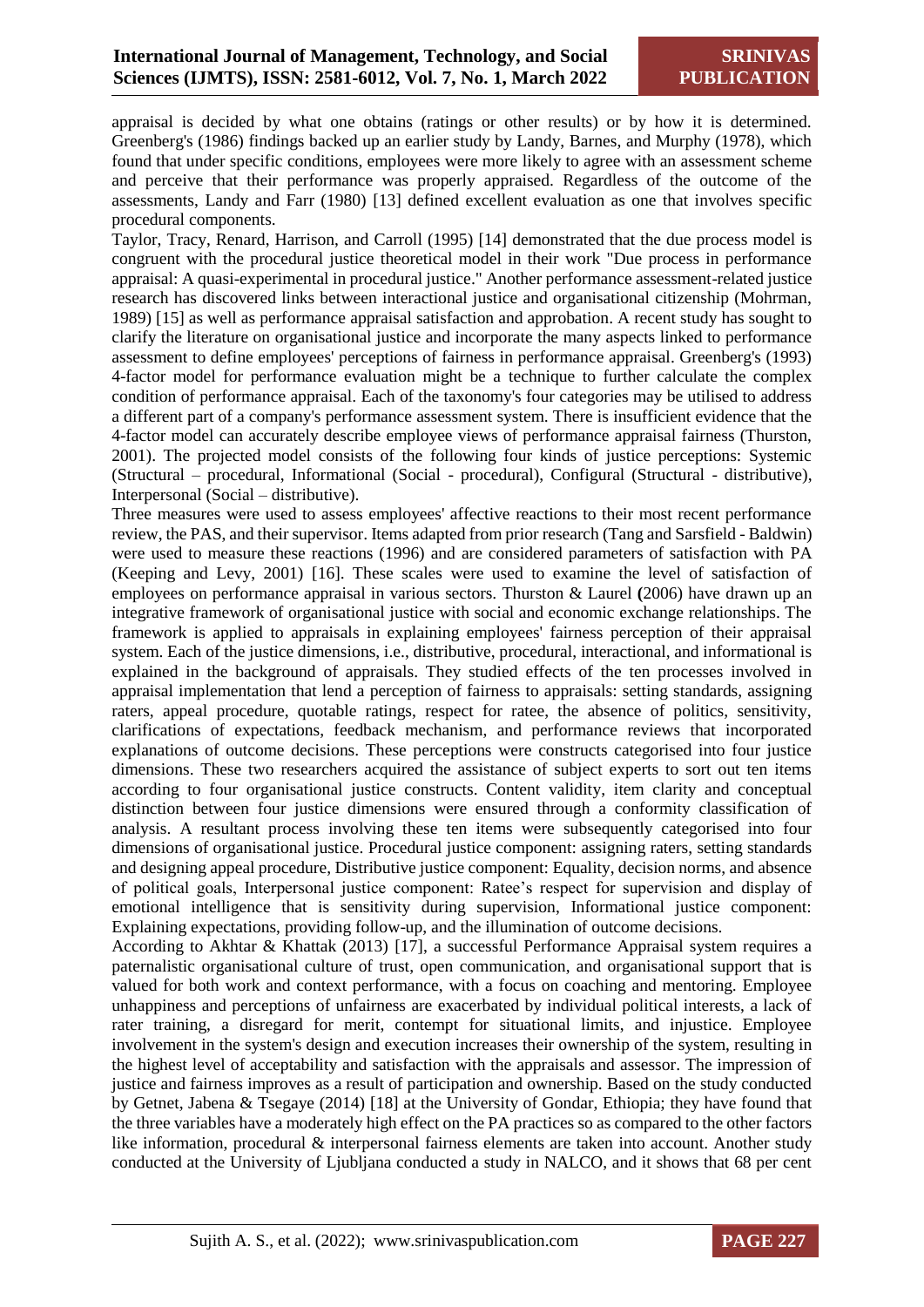appraisal is decided by what one obtains (ratings or other results) or by how it is determined. Greenberg's (1986) findings backed up an earlier study by Landy, Barnes, and Murphy (1978), which found that under specific conditions, employees were more likely to agree with an assessment scheme and perceive that their performance was properly appraised. Regardless of the outcome of the assessments, Landy and Farr (1980) [13] defined excellent evaluation as one that involves specific procedural components.

Taylor, Tracy, Renard, Harrison, and Carroll (1995) [14] demonstrated that the due process model is congruent with the procedural justice theoretical model in their work "Due process in performance appraisal: A quasi-experimental in procedural justice." Another performance assessment-related justice research has discovered links between interactional justice and organisational citizenship (Mohrman, 1989) [15] as well as performance appraisal satisfaction and approbation. A recent study has sought to clarify the literature on organisational justice and incorporate the many aspects linked to performance assessment to define employees' perceptions of fairness in performance appraisal. Greenberg's (1993) 4-factor model for performance evaluation might be a technique to further calculate the complex condition of performance appraisal. Each of the taxonomy's four categories may be utilised to address a different part of a company's performance assessment system. There is insufficient evidence that the 4-factor model can accurately describe employee views of performance appraisal fairness (Thurston, 2001). The projected model consists of the following four kinds of justice perceptions: Systemic (Structural – procedural, Informational (Social - procedural), Configural (Structural - distributive), Interpersonal (Social – distributive).

Three measures were used to assess employees' affective reactions to their most recent performance review, the PAS, and their supervisor. Items adapted from prior research (Tang and Sarsfield - Baldwin) were used to measure these reactions (1996) and are considered parameters of satisfaction with PA (Keeping and Levy, 2001) [16]. These scales were used to examine the level of satisfaction of employees on performance appraisal in various sectors. Thurston & Laurel **(**2006) have drawn up an integrative framework of organisational justice with social and economic exchange relationships. The framework is applied to appraisals in explaining employees' fairness perception of their appraisal system. Each of the justice dimensions, i.e., distributive, procedural, interactional, and informational is explained in the background of appraisals. They studied effects of the ten processes involved in appraisal implementation that lend a perception of fairness to appraisals: setting standards, assigning raters, appeal procedure, quotable ratings, respect for ratee, the absence of politics, sensitivity, clarifications of expectations, feedback mechanism, and performance reviews that incorporated explanations of outcome decisions. These perceptions were constructs categorised into four justice dimensions. These two researchers acquired the assistance of subject experts to sort out ten items according to four organisational justice constructs. Content validity, item clarity and conceptual distinction between four justice dimensions were ensured through a conformity classification of analysis. A resultant process involving these ten items were subsequently categorised into four dimensions of organisational justice. Procedural justice component: assigning raters, setting standards and designing appeal procedure, Distributive justice component: Equality, decision norms, and absence of political goals, Interpersonal justice component: Ratee's respect for supervision and display of emotional intelligence that is sensitivity during supervision, Informational justice component: Explaining expectations, providing follow-up, and the illumination of outcome decisions.

According to Akhtar & Khattak (2013) [17], a successful Performance Appraisal system requires a paternalistic organisational culture of trust, open communication, and organisational support that is valued for both work and context performance, with a focus on coaching and mentoring. Employee unhappiness and perceptions of unfairness are exacerbated by individual political interests, a lack of rater training, a disregard for merit, contempt for situational limits, and injustice. Employee involvement in the system's design and execution increases their ownership of the system, resulting in the highest level of acceptability and satisfaction with the appraisals and assessor. The impression of justice and fairness improves as a result of participation and ownership. Based on the study conducted by Getnet, Jabena & Tsegaye (2014) [18] at the University of Gondar, Ethiopia; they have found that the three variables have a moderately high effect on the PA practices so as compared to the other factors like information, procedural & interpersonal fairness elements are taken into account. Another study conducted at the University of Ljubljana conducted a study in NALCO, and it shows that 68 per cent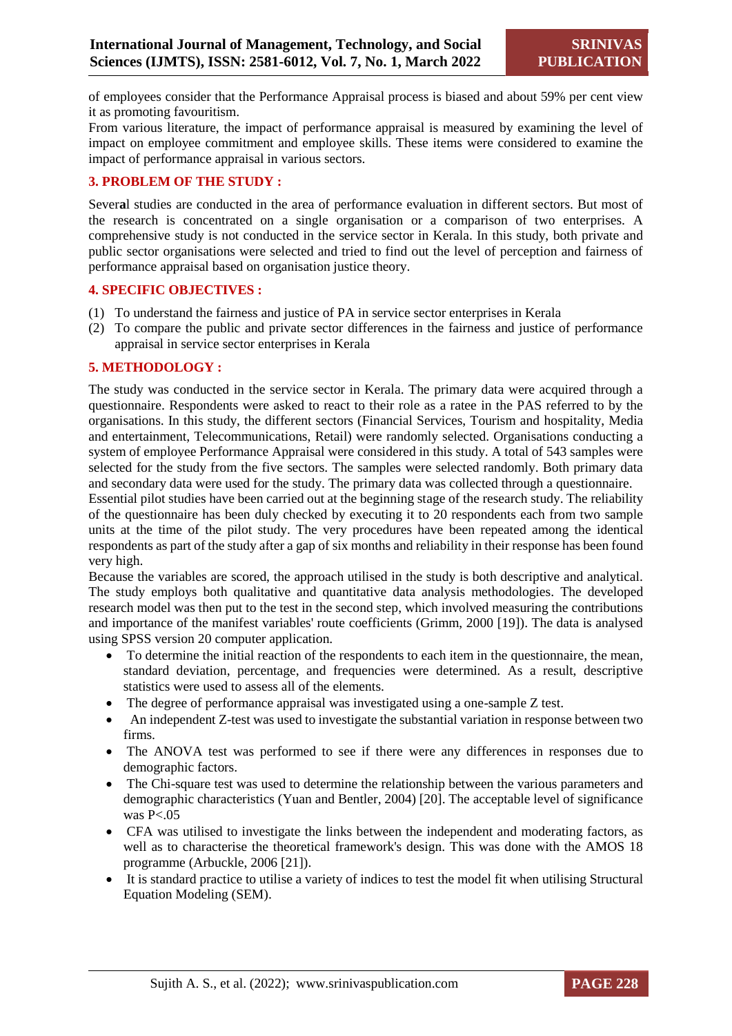of employees consider that the Performance Appraisal process is biased and about 59% per cent view it as promoting favouritism.

From various literature, the impact of performance appraisal is measured by examining the level of impact on employee commitment and employee skills. These items were considered to examine the impact of performance appraisal in various sectors.

## 3. PROBLEM OF THE STUDY :

Several studies are conducted in the area of performance evaluation in different sectors. But most of the research is concentrated on a single organisation or a comparison of two enterprises. A comprehensive study is not conducted in the service sector in Kerala. In this study, both private and public sector organisations were selected and tried to find out the level of perception and fairness of performance appraisal based on organisation justice theory.

## 4. SPECIFIC OBJECTIVES :

(1) To understand the fairness and justice of PA in service sector enterprises in Kerala
(2) To compare the public and private sector differences in the fairness and justice of performance appraisal in service sector enterprises in Kerala

## 5. METHODOLOGY :

The study was conducted in the service sector in Kerala. The primary data were acquired through a questionnaire. Respondents were asked to react to their role as a ratee in the PAS referred to by the organisations. In this study, the different sectors (Financial Services, Tourism and hospitality, Media and entertainment, Telecommunications, Retail) were randomly selected. Organisations conducting a system of employee Performance Appraisal were considered in this study. A total of 543 samples were selected for the study from the five sectors. The samples were selected randomly. Both primary data and secondary data were used for the study. The primary data was collected through a questionnaire.

Essential pilot studies have been carried out at the beginning stage of the research study. The reliability of the questionnaire has been duly checked by executing it to 20 respondents each from two sample units at the time of the pilot study. The very procedures have been repeated among the identical respondents as part of the study after a gap of six months and reliability in their response has been found very high.

Because the variables are scored, the approach utilised in the study is both descriptive and analytical. The study employs both qualitative and quantitative data analysis methodologies. The developed research model was then put to the test in the second step, which involved measuring the contributions and importance of the manifest variables' route coefficients (Grimm, 2000 [19]). The data is analysed using SPSS version 20 computer application.

- To determine the initial reaction of the respondents to each item in the questionnaire, the mean, standard deviation, percentage, and frequencies were determined. As a result, descriptive statistics were used to assess all of the elements.
- The degree of performance appraisal was investigated using a one-sample Z test.
- An independent Z-test was used to investigate the substantial variation in response between two firms.
- The ANOVA test was performed to see if there were any differences in responses due to demographic factors.
- The Chi-square test was used to determine the relationship between the various parameters and demographic characteristics (Yuan and Bentler, 2004) [20]. The acceptable level of significance was $P<.05$
- CFA was utilised to investigate the links between the independent and moderating factors, as well as to characterise the theoretical framework's design. This was done with the AMOS 18 programme (Arbuckle, 2006 [21]).
- It is standard practice to utilise a variety of indices to test the model fit when utilising Structural Equation Modeling (SEM).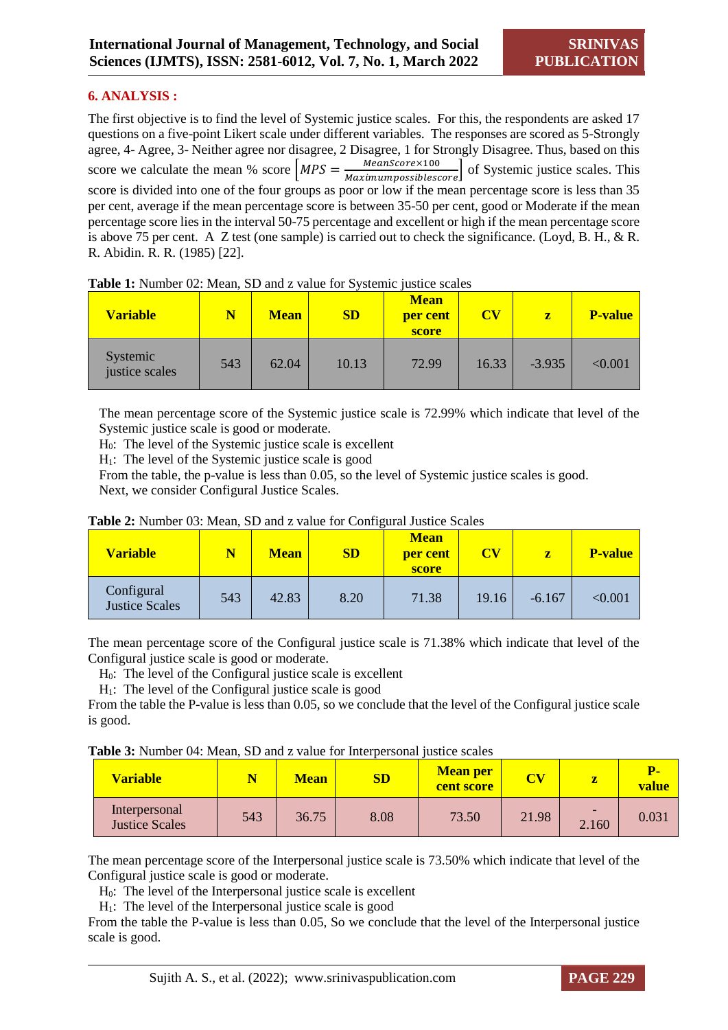## 6. ANALYSIS :

The first objective is to find the level of Systemic justice scales. For this, the respondents are asked 17 questions on a five-point Likert scale under different variables. The responses are scored as 5-Strongly agree, 4- Agree, 3- Neither agree nor disagree, 2 Disagree, 1 for Strongly Disagree. Thus, based on this score we calculate the mean % score $\left[MPS = \frac{MeanScore \times 100}{Maximumpossiblescore}\right]$ of Systemic justice scales. This score is divided into one of the four groups as poor or low if the mean percentage score is less than 35 per cent, average if the mean percentage score is between 35-50 per cent, good or Moderate if the mean percentage score lies in the interval 50-75 percentage and excellent or high if the mean percentage score is above 75 per cent. A Z test (one sample) is carried out to check the significance. (Loyd, B. H., & R. R. Abidin. R. R. (1985) [22].

**Table 1:** Number 02: Mean, SD and z value for Systemic justice scales

| Variable | N | Mean | SD | Mean per cent score | CV | z | P-value |
|---|---|---|---|---|---|---|---|
| Systemic justice scales | 543 | 62.04 | 10.13 | 72.99 | 16.33 | -3.935 | <0.001 |

The mean percentage score of the Systemic justice scale is 72.99% which indicate that level of the Systemic justice scale is good or moderate.
$H_0$: The level of the Systemic justice scale is excellent
$H_1$: The level of the Systemic justice scale is good
From the table, the p-value is less than 0.05, so the level of Systemic justice scales is good.
Next, we consider Configural Justice Scales.

**Table 2:** Number 03: Mean, SD and z value for Configural Justice Scales

| Variable | N | Mean | SD | Mean per cent score | CV | z | P-value |
|---|---|---|---|---|---|---|---|
| Configural Justice Scales | 543 | 42.83 | 8.20 | 71.38 | 19.16 | -6.167 | <0.001 |

The mean percentage score of the Configural justice scale is 71.38% which indicate that level of the Configural justice scale is good or moderate.
$H_0$: The level of the Configural justice scale is excellent
$H_1$: The level of the Configural justice scale is good
From the table the P-value is less than 0.05, so we conclude that the level of the Configural justice scale is good.

**Table 3:** Number 04: Mean, SD and z value for Interpersonal justice scales

| Variable | N | Mean | SD | Mean per cent score | CV | z | P-value |
|---|---|---|---|---|---|---|---|
| Interpersonal Justice Scales | 543 | 36.75 | 8.08 | 73.50 | 21.98 | -2.160 | 0.031 |

The mean percentage score of the Interpersonal justice scale is 73.50% which indicate that level of the Configural justice scale is good or moderate.
$H_0$: The level of the Interpersonal justice scale is excellent
$H_1$: The level of the Interpersonal justice scale is good
From the table the P-value is less than 0.05, So we conclude that the level of the Interpersonal justice scale is good.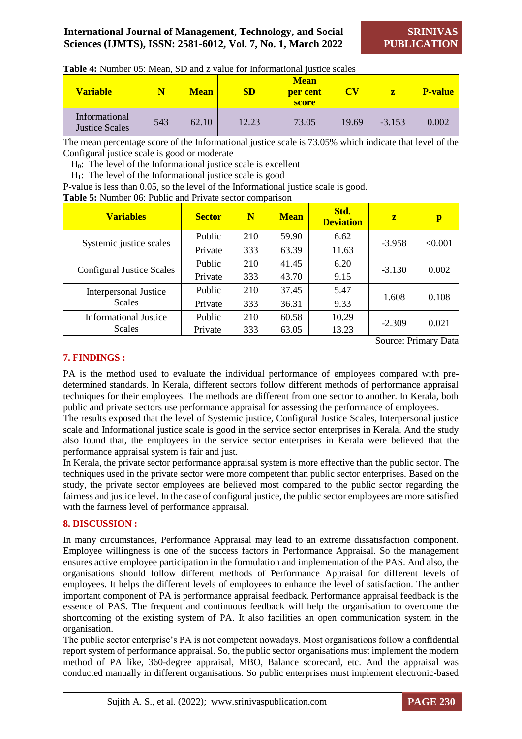**Table 4:** Number 05: Mean, SD and z value for Informational justice scales

| Variable | N | Mean | SD | Mean per cent score | CV | z | P-value |
|---|---|---|---|---|---|---|---|
| Informational Justice Scales | 543 | 62.10 | 12.23 | 73.05 | 19.69 | -3.153 | 0.002 |

The mean percentage score of the Informational justice scale is 73.05% which indicate that level of the Configural justice scale is good or moderate

$H_0$: The level of the Informational justice scale is excellent

$H_1$: The level of the Informational justice scale is good

P-value is less than 0.05, so the level of the Informational justice scale is good.

**Table 5:** Number 06: Public and Private sector comparison

| Variables | Sector | N | Mean | Std. Deviation | z | p |
|---|---|---|---|---|---|---|
| Systemic justice scales | Public | 210 | 59.90 | 6.62 | -3.958 | <0.001 |
| | Private | 333 | 63.39 | 11.63 | | |
| Configural Justice Scales | Public | 210 | 41.45 | 6.20 | -3.130 | 0.002 |
| | Private | 333 | 43.70 | 9.15 | | |
| Interpersonal Justice Scales | Public | 210 | 37.45 | 5.47 | 1.608 | 0.108 |
| | Private | 333 | 36.31 | 9.33 | | |
| Informational Justice Scales | Public | 210 | 60.58 | 10.29 | -2.309 | 0.021 |
| | Private | 333 | 63.05 | 13.23 | | |

Source: Primary Data

## 7. FINDINGS :

PA is the method used to evaluate the individual performance of employees compared with pre-determined standards. In Kerala, different sectors follow different methods of performance appraisal techniques for their employees. The methods are different from one sector to another. In Kerala, both public and private sectors use performance appraisal for assessing the performance of employees.

The results exposed that the level of Systemic justice, Configural Justice Scales, Interpersonal justice scale and Informational justice scale is good in the service sector enterprises in Kerala. And the study also found that, the employees in the service sector enterprises in Kerala were believed that the performance appraisal system is fair and just.

In Kerala, the private sector performance appraisal system is more effective than the public sector. The techniques used in the private sector were more competent than public sector enterprises. Based on the study, the private sector employees are believed most compared to the public sector regarding the fairness and justice level. In the case of configural justice, the public sector employees are more satisfied with the fairness level of performance appraisal.

## 8. DISCUSSION :

In many circumstances, Performance Appraisal may lead to an extreme dissatisfaction component. Employee willingness is one of the success factors in Performance Appraisal. So the management ensures active employee participation in the formulation and implementation of the PAS. And also, the organisations should follow different methods of Performance Appraisal for different levels of employees. It helps the different levels of employees to enhance the level of satisfaction. The anther important component of PA is performance appraisal feedback. Performance appraisal feedback is the essence of PAS. The frequent and continuous feedback will help the organisation to overcome the shortcoming of the existing system of PA. It also facilities an open communication system in the organisation.

The public sector enterprise's PA is not competent nowadays. Most organisations follow a confidential report system of performance appraisal. So, the public sector organisations must implement the modern method of PA like, 360-degree appraisal, MBO, Balance scorecard, etc. And the appraisal was conducted manually in different organisations. So public enterprises must implement electronic-based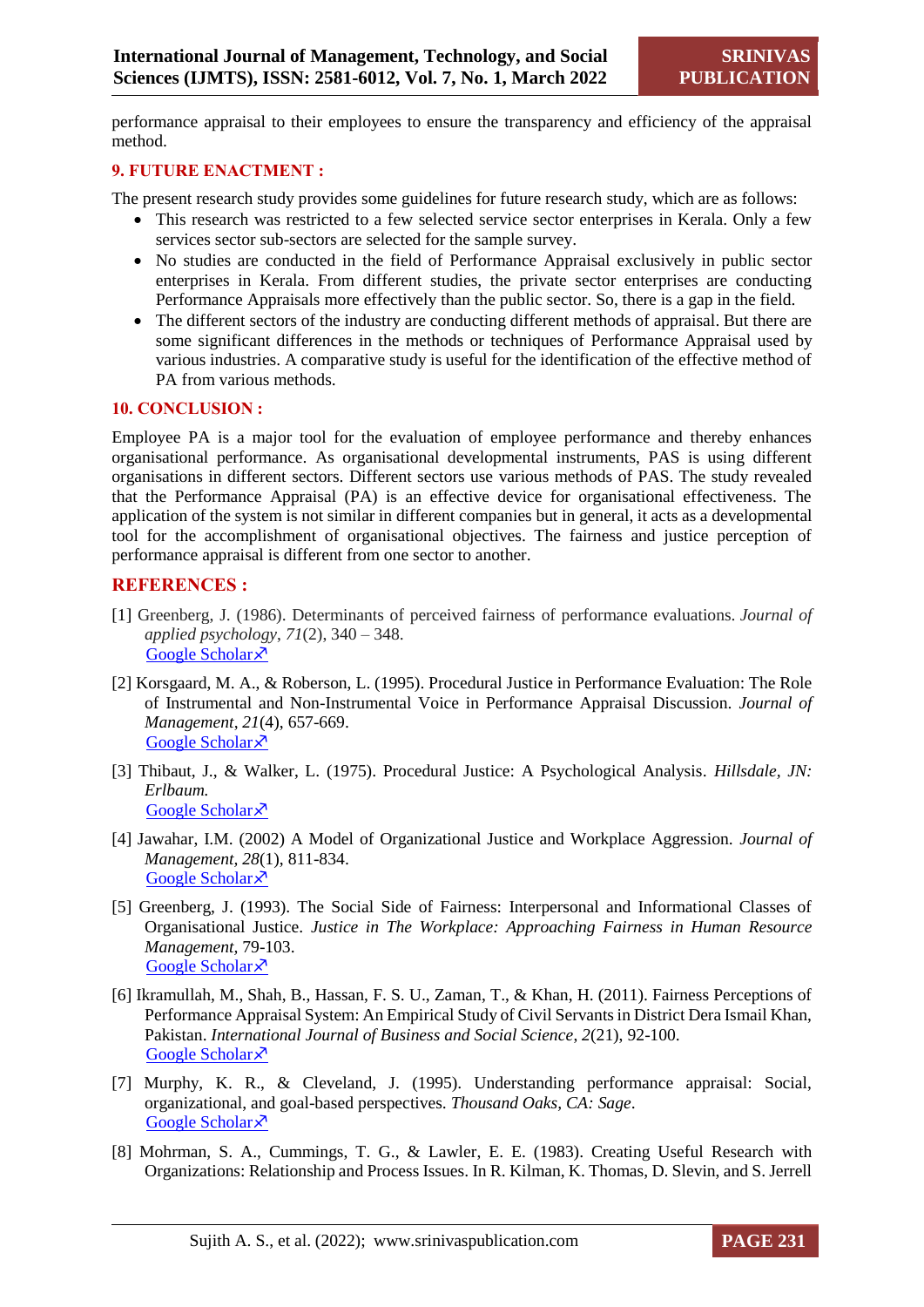performance appraisal to their employees to ensure the transparency and efficiency of the appraisal method.

## 9. FUTURE ENACTMENT :

The present research study provides some guidelines for future research study, which are as follows:

- This research was restricted to a few selected service sector enterprises in Kerala. Only a few services sector sub-sectors are selected for the sample survey.
- No studies are conducted in the field of Performance Appraisal exclusively in public sector enterprises in Kerala. From different studies, the private sector enterprises are conducting Performance Appraisals more effectively than the public sector. So, there is a gap in the field.
- The different sectors of the industry are conducting different methods of appraisal. But there are some significant differences in the methods or techniques of Performance Appraisal used by various industries. A comparative study is useful for the identification of the effective method of PA from various methods.

## 10. CONCLUSION :

Employee PA is a major tool for the evaluation of employee performance and thereby enhances organisational performance. As organisational developmental instruments, PAS is using different organisations in different sectors. Different sectors use various methods of PAS. The study revealed that the Performance Appraisal (PA) is an effective device for organisational effectiveness. The application of the system is not similar in different companies but in general, it acts as a developmental tool for the accomplishment of organisational objectives. The fairness and justice perception of performance appraisal is different from one sector to another.

## REFERENCES :

[1] Greenberg, J. (1986). Determinants of perceived fairness of performance evaluations. *Journal of applied psychology*, *71*(2), 340 – 348.
Google Scholar

[2] Korsgaard, M. A., & Roberson, L. (1995). Procedural Justice in Performance Evaluation: The Role of Instrumental and Non-Instrumental Voice in Performance Appraisal Discussion. *Journal of Management*, *21*(4), 657-669.
Google Scholar

[3] Thibaut, J., & Walker, L. (1975). Procedural Justice: A Psychological Analysis. *Hillsdale, JN: Erlbaum.*
Google Scholar

[4] Jawahar, I.M. (2002) A Model of Organizational Justice and Workplace Aggression. *Journal of Management, 28*(1), 811-834.
Google Scholar

[5] Greenberg, J. (1993). The Social Side of Fairness: Interpersonal and Informational Classes of Organisational Justice. *Justice in The Workplace: Approaching Fairness in Human Resource Management*, 79-103.
Google Scholar

[6] Ikramullah, M., Shah, B., Hassan, F. S. U., Zaman, T., & Khan, H. (2011). Fairness Perceptions of Performance Appraisal System: An Empirical Study of Civil Servants in District Dera Ismail Khan, Pakistan. *International Journal of Business and Social Science*, *2*(21), 92-100.
Google Scholar

[7] Murphy, K. R., & Cleveland, J. (1995). Understanding performance appraisal: Social, organizational, and goal-based perspectives. *Thousand Oaks, CA: Sage*.
Google Scholar

[8] Mohrman, S. A., Cummings, T. G., & Lawler, E. E. (1983). Creating Useful Research with Organizations: Relationship and Process Issues. In R. Kilman, K. Thomas, D. Slevin, and S. Jerrell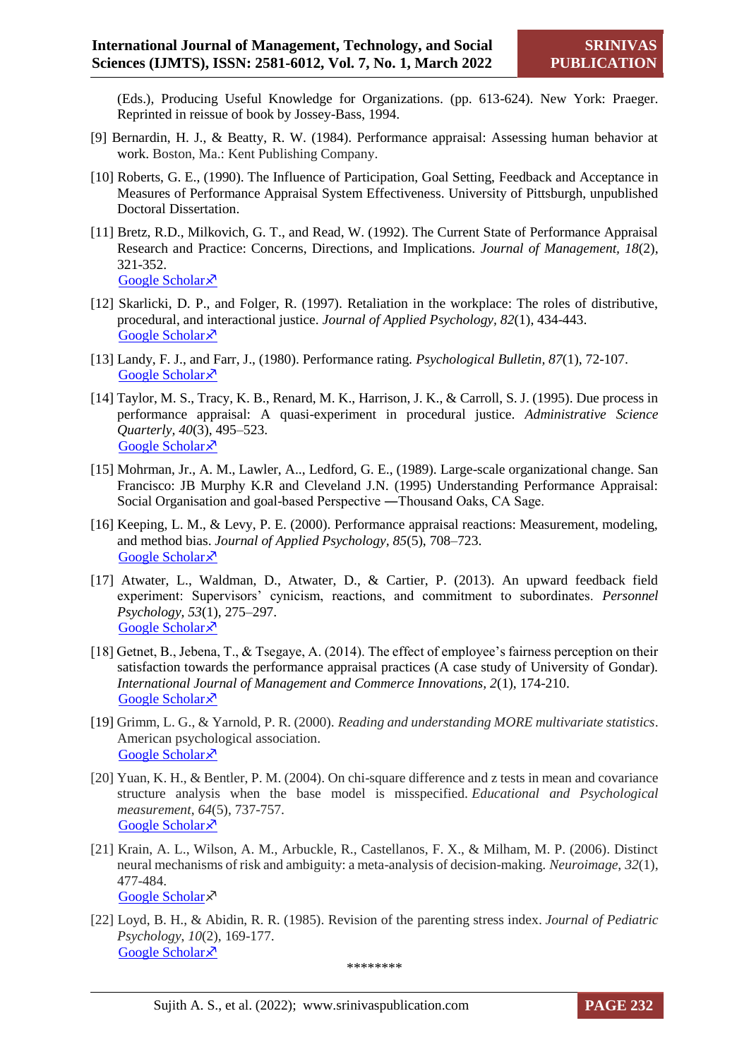(Eds.), Producing Useful Knowledge for Organizations. (pp. 613-624). New York: Praeger. Reprinted in reissue of book by Jossey-Bass, 1994.

[9] Bernardin, H. J., & Beatty, R. W. (1984). Performance appraisal: Assessing human behavior at work. Boston, Ma.: Kent Publishing Company.

[10] Roberts, G. E., (1990). The Influence of Participation, Goal Setting, Feedback and Acceptance in Measures of Performance Appraisal System Effectiveness. University of Pittsburgh, unpublished Doctoral Dissertation.

[11] Bretz, R.D., Milkovich, G. T., and Read, W. (1992). The Current State of Performance Appraisal Research and Practice: Concerns, Directions, and Implications. *Journal of Management, 18*(2), 321-352.
Google Scholar↗

[12] Skarlicki, D. P., and Folger, R. (1997). Retaliation in the workplace: The roles of distributive, procedural, and interactional justice. *Journal of Applied Psychology, 82*(1), 434-443.
Google Scholar↗

[13] Landy, F. J., and Farr, J., (1980). Performance rating. *Psychological Bulletin, 87*(1), 72-107.
Google Scholar↗

[14] Taylor, M. S., Tracy, K. B., Renard, M. K., Harrison, J. K., & Carroll, S. J. (1995). Due process in performance appraisal: A quasi-experiment in procedural justice. *Administrative Science Quarterly, 40*(3), 495–523.
Google Scholar↗

[15] Mohrman, Jr., A. M., Lawler, A.., Ledford, G. E., (1989). Large-scale organizational change. San Francisco: JB Murphy K.R and Cleveland J.N. (1995) Understanding Performance Appraisal: Social Organisation and goal-based Perspective ―Thousand Oaks, CA Sage.

[16] Keeping, L. M., & Levy, P. E. (2000). Performance appraisal reactions: Measurement, modeling, and method bias. *Journal of Applied Psychology, 85*(5), 708–723.
Google Scholar↗

[17] Atwater, L., Waldman, D., Atwater, D., & Cartier, P. (2013). An upward feedback field experiment: Supervisors' cynicism, reactions, and commitment to subordinates. *Personnel Psychology, 53*(1), 275–297.
Google Scholar↗

[18] Getnet, B., Jebena, T., & Tsegaye, A. (2014). The effect of employee's fairness perception on their satisfaction towards the performance appraisal practices (A case study of University of Gondar). *International Journal of Management and Commerce Innovations, 2*(1), 174-210.
Google Scholar↗

[19] Grimm, L. G., & Yarnold, P. R. (2000). *Reading and understanding MORE multivariate statistics*. American psychological association.
Google Scholar↗

[20] Yuan, K. H., & Bentler, P. M. (2004). On chi-square difference and z tests in mean and covariance structure analysis when the base model is misspecified. *Educational and Psychological measurement*, *64*(5), 737-757.
Google Scholar↗

[21] Krain, A. L., Wilson, A. M., Arbuckle, R., Castellanos, F. X., & Milham, M. P. (2006). Distinct neural mechanisms of risk and ambiguity: a meta-analysis of decision-making. *Neuroimage*, *32*(1), 477-484.
Google Scholar↗

[22] Loyd, B. H., & Abidin, R. R. (1985). Revision of the parenting stress index. *Journal of Pediatric Psychology*, *10*(2), 169-177.
Google Scholar↗

********